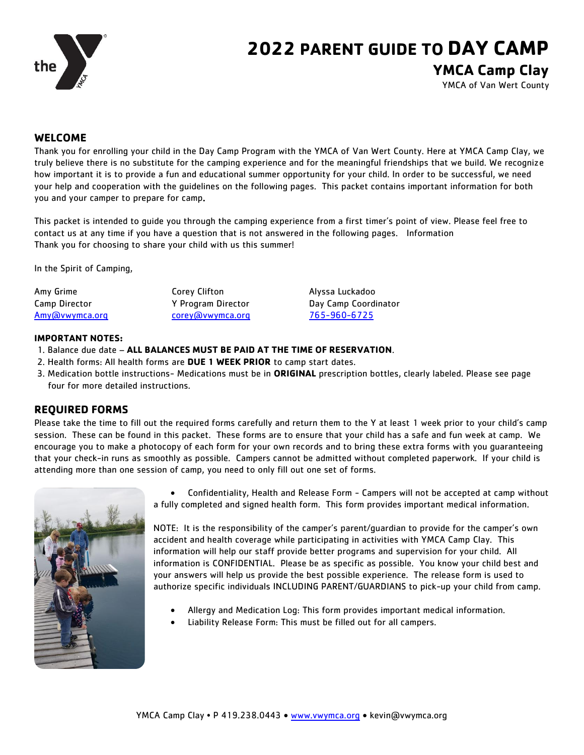# 2022 PARENT GUIDE TO DAY CAMP

## YMCA Camp Clay

YMCA of Van Wert County

## WELCOME

Thank you for enrolling your child in the Day Camp Program with the YMCA of Van Wert County. Here at YMCA Camp Clay, we truly believe there is no substitute for the camping experience and for the meaningful friendships that we build. We recognize how important it is to provide a fun and educational summer opportunity for your child. In order to be successful, we need your help and cooperation with the guidelines on the following pages. This packet contains important information for both you and your camper to prepare for camp**.**

This packet is intended to guide you through the camping experience from a first timer's point of view. Please feel free to contact us at any time if you have a question that is not answered in the following pages. Information
Thank you for choosing to share your child with us this summer!

In the Spirit of Camping,

| | | |
|---|---|---|
| Amy Grime | Corey Clifton | Alyssa Luckadoo |
| Camp Director | Y Program Director | Day Camp Coordinator |
| Amy@vwymca.org | corey@vwymca.org | 765-960-6725 |

**IMPORTANT NOTES:**

1. Balance due date – **ALL BALANCES MUST BE PAID AT THE TIME OF RESERVATION**.
2. Health forms: All health forms are **DUE 1 WEEK PRIOR** to camp start dates.
3. Medication bottle instructions- Medications must be in **ORIGINAL** prescription bottles, clearly labeled. Please see page four for more detailed instructions.

## REQUIRED FORMS

Please take the time to fill out the required forms carefully and return them to the Y at least 1 week prior to your child's camp session. These can be found in this packet. These forms are to ensure that your child has a safe and fun week at camp. We encourage you to make a photocopy of each form for your own records and to bring these extra forms with you guaranteeing that your check-in runs as smoothly as possible. Campers cannot be admitted without completed paperwork. If your child is attending more than one session of camp, you need to only fill out one set of forms.

- Confidentiality, Health and Release Form - Campers will not be accepted at camp without a fully completed and signed health form. This form provides important medical information.

NOTE: It is the responsibility of the camper's parent/guardian to provide for the camper's own accident and health coverage while participating in activities with YMCA Camp Clay. This information will help our staff provide better programs and supervision for your child. All information is CONFIDENTIAL. Please be as specific as possible. You know your child best and your answers will help us provide the best possible experience. The release form is used to authorize specific individuals INCLUDING PARENT/GUARDIANS to pick-up your child from camp.

- Allergy and Medication Log: This form provides important medical information.
- Liability Release Form: This must be filled out for all campers.

YMCA Camp Clay • P 419.238.0443 • www.vwymca.org • kevin@vwymca.org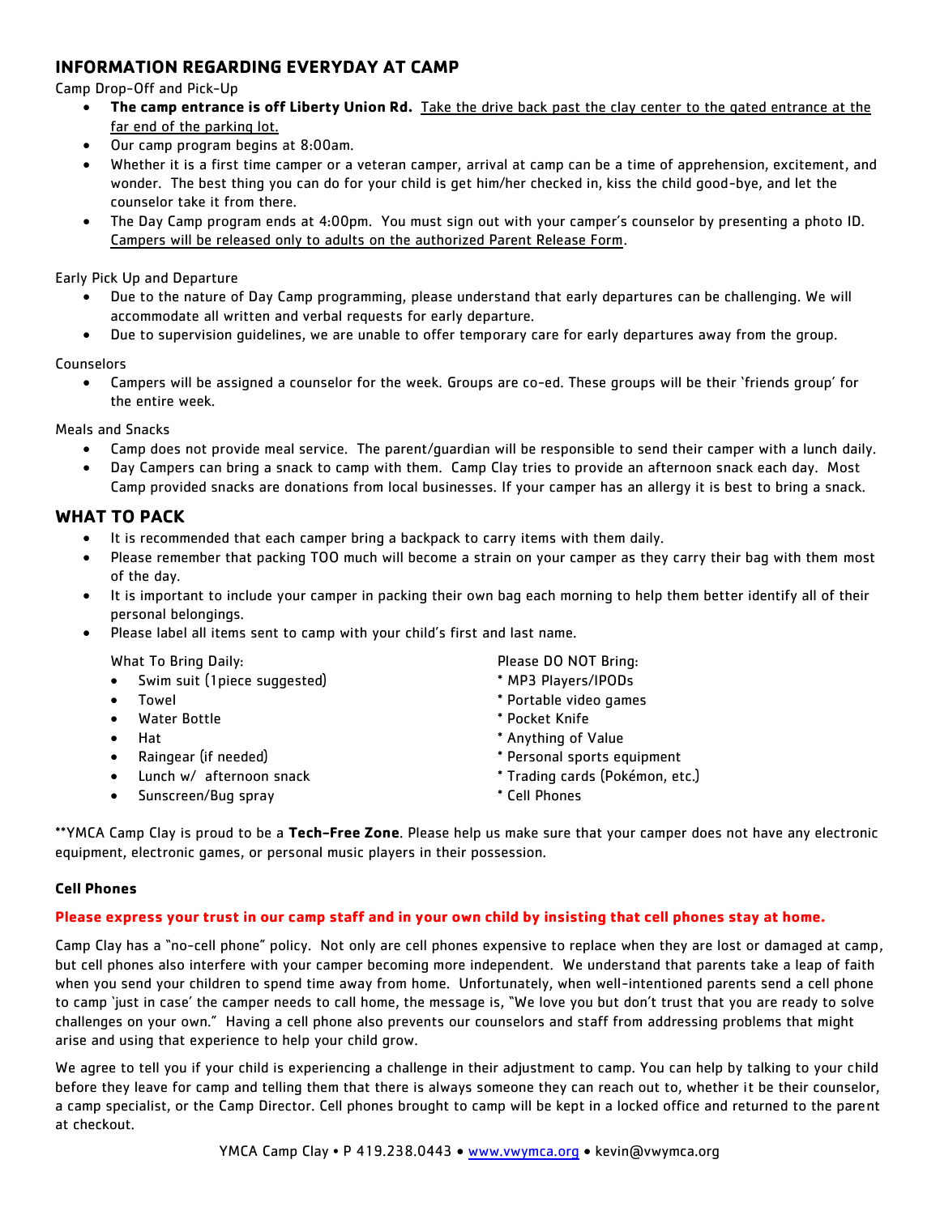## INFORMATION REGARDING EVERYDAY AT CAMP

Camp Drop-Off and Pick-Up

- **The camp entrance is off Liberty Union Rd.** Take the drive back past the clay center to the gated entrance at the far end of the parking lot.
- Our camp program begins at 8:00am.
- Whether it is a first time camper or a veteran camper, arrival at camp can be a time of apprehension, excitement, and wonder. The best thing you can do for your child is get him/her checked in, kiss the child good-bye, and let the counselor take it from there.
- The Day Camp program ends at 4:00pm. You must sign out with your camper's counselor by presenting a photo ID. Campers will be released only to adults on the authorized Parent Release Form.

Early Pick Up and Departure

- Due to the nature of Day Camp programming, please understand that early departures can be challenging. We will accommodate all written and verbal requests for early departure.
- Due to supervision guidelines, we are unable to offer temporary care for early departures away from the group.

Counselors

- Campers will be assigned a counselor for the week. Groups are co-ed. These groups will be their 'friends group' for the entire week.

Meals and Snacks

- Camp does not provide meal service. The parent/guardian will be responsible to send their camper with a lunch daily.
- Day Campers can bring a snack to camp with them. Camp Clay tries to provide an afternoon snack each day. Most Camp provided snacks are donations from local businesses. If your camper has an allergy it is best to bring a snack.

## WHAT TO PACK

- It is recommended that each camper bring a backpack to carry items with them daily.
- Please remember that packing TOO much will become a strain on your camper as they carry their bag with them most of the day.
- It is important to include your camper in packing their own bag each morning to help them better identify all of their personal belongings.
- Please label all items sent to camp with your child's first and last name.

What To Bring Daily:

- Swim suit (1piece suggested)
- Towel
- Water Bottle
- Hat
- Raingear (if needed)
- Lunch w/ afternoon snack
- Sunscreen/Bug spray

Please DO NOT Bring:

* MP3 Players/IPODs
* Portable video games
* Pocket Knife
* Anything of Value
* Personal sports equipment
* Trading cards (Pokémon, etc.)
* Cell Phones

**YMCA Camp Clay is proud to be a **Tech-Free Zone**. Please help us make sure that your camper does not have any electronic equipment, electronic games, or personal music players in their possession.

**Cell Phones**

**Please express your trust in our camp staff and in your own child by insisting that cell phones stay at home.**

Camp Clay has a "no-cell phone" policy. Not only are cell phones expensive to replace when they are lost or damaged at camp, but cell phones also interfere with your camper becoming more independent. We understand that parents take a leap of faith when you send your children to spend time away from home. Unfortunately, when well-intentioned parents send a cell phone to camp 'just in case' the camper needs to call home, the message is, "We love you but don't trust that you are ready to solve challenges on your own." Having a cell phone also prevents our counselors and staff from addressing problems that might arise and using that experience to help your child grow.

We agree to tell you if your child is experiencing a challenge in their adjustment to camp. You can help by talking to your child before they leave for camp and telling them that there is always someone they can reach out to, whether it be their counselor, a camp specialist, or the Camp Director. Cell phones brought to camp will be kept in a locked office and returned to the parent at checkout.

YMCA Camp Clay • P 419.238.0443 • www.vwymca.org • kevin@vwymca.org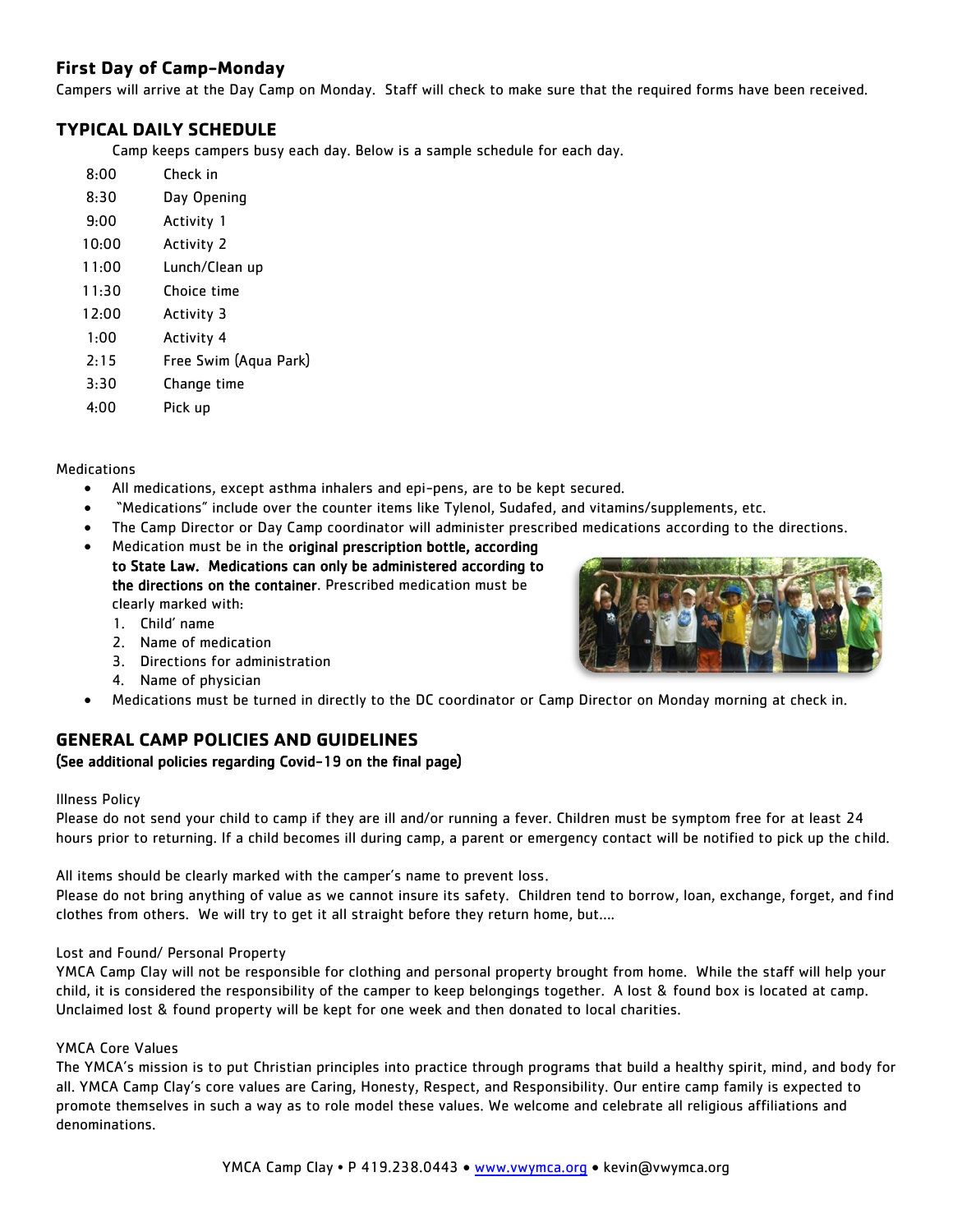## First Day of Camp-Monday

Campers will arrive at the Day Camp on Monday. Staff will check to make sure that the required forms have been received.

## TYPICAL DAILY SCHEDULE

Camp keeps campers busy each day. Below is a sample schedule for each day.

| | |
|---|---|
| 8:00 | Check in |
| 8:30 | Day Opening |
| 9:00 | Activity 1 |
| 10:00 | Activity 2 |
| 11:00 | Lunch/Clean up |
| 11:30 | Choice time |
| 12:00 | Activity 3 |
| 1:00 | Activity 4 |
| 2:15 | Free Swim (Aqua Park) |
| 3:30 | Change time |
| 4:00 | Pick up |

Medications

- All medications, except asthma inhalers and epi-pens, are to be kept secured.
- "Medications" include over the counter items like Tylenol, Sudafed, and vitamins/supplements, etc.
- The Camp Director or Day Camp coordinator will administer prescribed medications according to the directions.
- Medication must be in the **original prescription bottle, according to State Law. Medications can only be administered according to the directions on the container**. Prescribed medication must be clearly marked with:
  1. Child' name
  2. Name of medication
  3. Directions for administration
  4. Name of physician
- Medications must be turned in directly to the DC coordinator or Camp Director on Monday morning at check in.

## GENERAL CAMP POLICIES AND GUIDELINES

**(See additional policies regarding Covid-19 on the final page)**

Illness Policy

Please do not send your child to camp if they are ill and/or running a fever. Children must be symptom free for at least 24 hours prior to returning. If a child becomes ill during camp, a parent or emergency contact will be notified to pick up the child.

All items should be clearly marked with the camper's name to prevent loss.
Please do not bring anything of value as we cannot insure its safety. Children tend to borrow, loan, exchange, forget, and find clothes from others. We will try to get it all straight before they return home, but....

Lost and Found/ Personal Property

YMCA Camp Clay will not be responsible for clothing and personal property brought from home. While the staff will help your child, it is considered the responsibility of the camper to keep belongings together. A lost & found box is located at camp. Unclaimed lost & found property will be kept for one week and then donated to local charities.

YMCA Core Values

The YMCA's mission is to put Christian principles into practice through programs that build a healthy spirit, mind, and body for all. YMCA Camp Clay's core values are Caring, Honesty, Respect, and Responsibility. Our entire camp family is expected to promote themselves in such a way as to role model these values. We welcome and celebrate all religious affiliations and denominations.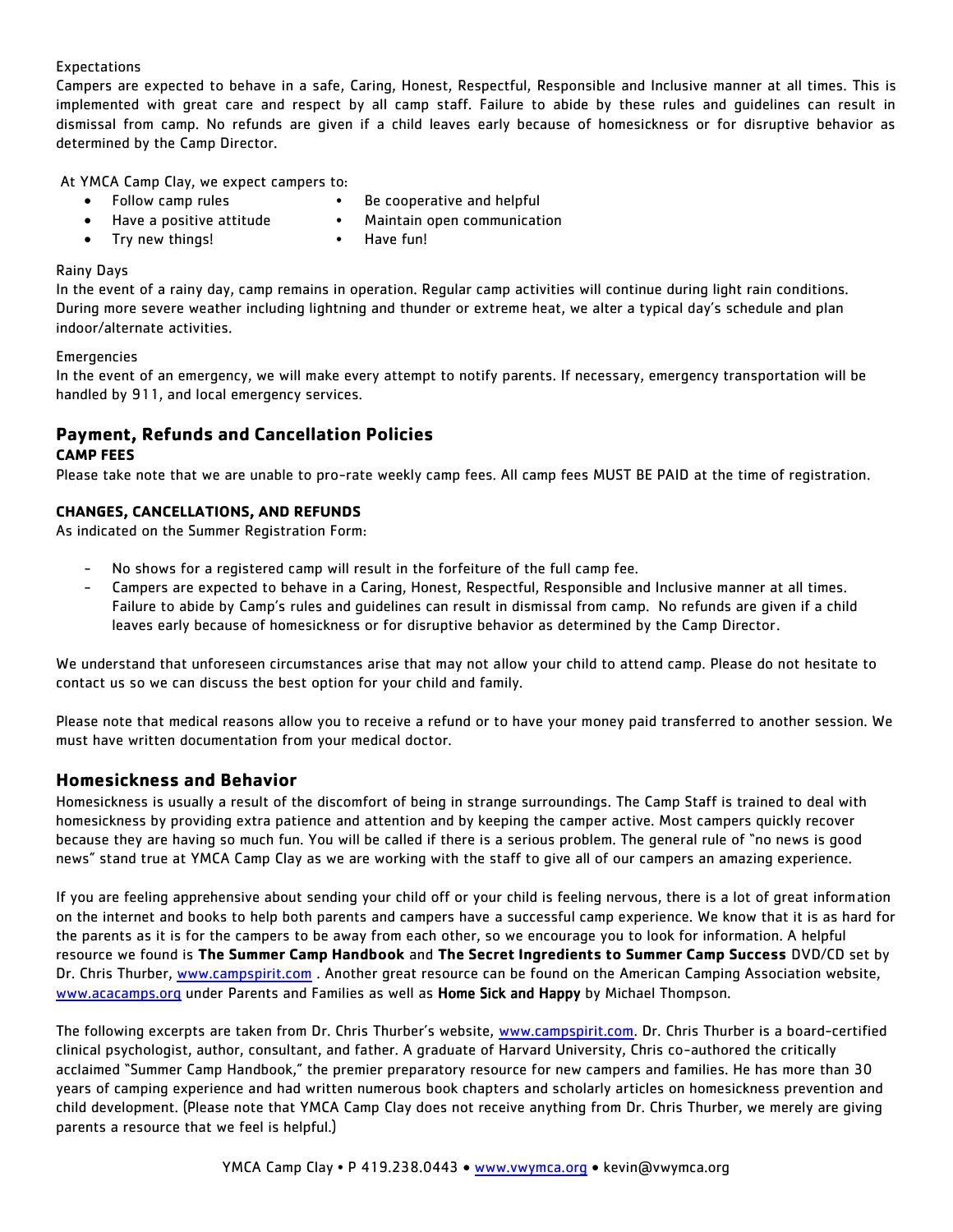Expectations

Campers are expected to behave in a safe, Caring, Honest, Respectful, Responsible and Inclusive manner at all times. This is implemented with great care and respect by all camp staff. Failure to abide by these rules and guidelines can result in dismissal from camp. No refunds are given if a child leaves early because of homesickness or for disruptive behavior as determined by the Camp Director.

At YMCA Camp Clay, we expect campers to:

- Follow camp rules
- Have a positive attitude
- Try new things!
- Be cooperative and helpful
- Maintain open communication
- Have fun!

Rainy Days

In the event of a rainy day, camp remains in operation. Regular camp activities will continue during light rain conditions. During more severe weather including lightning and thunder or extreme heat, we alter a typical day's schedule and plan indoor/alternate activities.

Emergencies

In the event of an emergency, we will make every attempt to notify parents. If necessary, emergency transportation will be handled by 911, and local emergency services.

## Payment, Refunds and Cancellation Policies

**CAMP FEES**

Please take note that we are unable to pro-rate weekly camp fees. All camp fees MUST BE PAID at the time of registration.

**CHANGES, CANCELLATIONS, AND REFUNDS**

As indicated on the Summer Registration Form:

- No shows for a registered camp will result in the forfeiture of the full camp fee.
- Campers are expected to behave in a Caring, Honest, Respectful, Responsible and Inclusive manner at all times. Failure to abide by Camp's rules and guidelines can result in dismissal from camp. No refunds are given if a child leaves early because of homesickness or for disruptive behavior as determined by the Camp Director.

We understand that unforeseen circumstances arise that may not allow your child to attend camp. Please do not hesitate to contact us so we can discuss the best option for your child and family.

Please note that medical reasons allow you to receive a refund or to have your money paid transferred to another session. We must have written documentation from your medical doctor.

## Homesickness and Behavior

Homesickness is usually a result of the discomfort of being in strange surroundings. The Camp Staff is trained to deal with homesickness by providing extra patience and attention and by keeping the camper active. Most campers quickly recover because they are having so much fun. You will be called if there is a serious problem. The general rule of "no news is good news" stand true at YMCA Camp Clay as we are working with the staff to give all of our campers an amazing experience.

If you are feeling apprehensive about sending your child off or your child is feeling nervous, there is a lot of great information on the internet and books to help both parents and campers have a successful camp experience. We know that it is as hard for the parents as it is for the campers to be away from each other, so we encourage you to look for information. A helpful resource we found is **The Summer Camp Handbook** and **The Secret Ingredients to Summer Camp Success** DVD/CD set by Dr. Chris Thurber, www.campspirit.com . Another great resource can be found on the American Camping Association website, www.acacamps.org under Parents and Families as well as **Home Sick and Happy** by Michael Thompson.

The following excerpts are taken from Dr. Chris Thurber's website, www.campspirit.com. Dr. Chris Thurber is a board-certified clinical psychologist, author, consultant, and father. A graduate of Harvard University, Chris co-authored the critically acclaimed "Summer Camp Handbook," the premier preparatory resource for new campers and families. He has more than 30 years of camping experience and had written numerous book chapters and scholarly articles on homesickness prevention and child development. (Please note that YMCA Camp Clay does not receive anything from Dr. Chris Thurber, we merely are giving parents a resource that we feel is helpful.)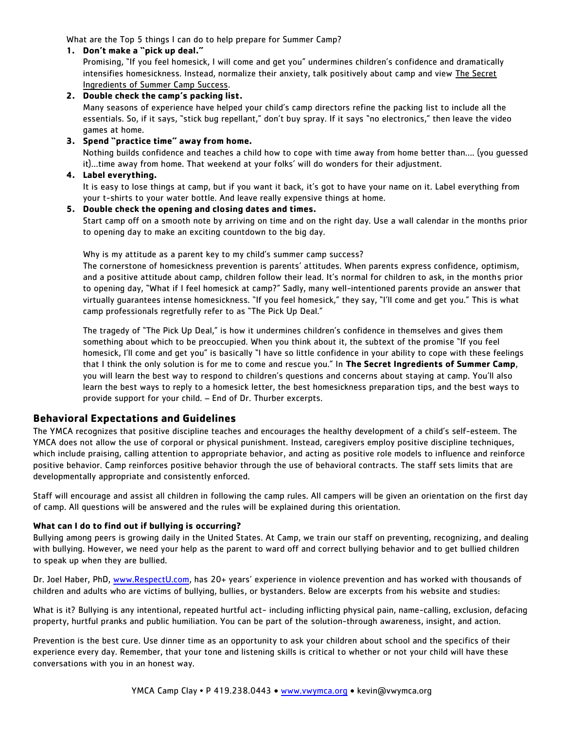What are the Top 5 things I can do to help prepare for Summer Camp?

1. **Don't make a "pick up deal."**
   Promising, "If you feel homesick, I will come and get you" undermines children's confidence and dramatically intensifies homesickness. Instead, normalize their anxiety, talk positively about camp and view The Secret Ingredients of Summer Camp Success.
2. **Double check the camp's packing list.**
   Many seasons of experience have helped your child's camp directors refine the packing list to include all the essentials. So, if it says, "stick bug repellant," don't buy spray. If it says "no electronics," then leave the video games at home.
3. **Spend "practice time" away from home.**
   Nothing builds confidence and teaches a child how to cope with time away from home better than…. (you guessed it)…time away from home. That weekend at your folks' will do wonders for their adjustment.
4. **Label everything.**
   It is easy to lose things at camp, but if you want it back, it's got to have your name on it. Label everything from your t-shirts to your water bottle. And leave really expensive things at home.
5. **Double check the opening and closing dates and times.**
   Start camp off on a smooth note by arriving on time and on the right day. Use a wall calendar in the months prior to opening day to make an exciting countdown to the big day.

Why is my attitude as a parent key to my child's summer camp success?

The cornerstone of homesickness prevention is parents' attitudes. When parents express confidence, optimism, and a positive attitude about camp, children follow their lead. It's normal for children to ask, in the months prior to opening day, "What if I feel homesick at camp?" Sadly, many well-intentioned parents provide an answer that virtually guarantees intense homesickness. "If you feel homesick," they say, "I'll come and get you." This is what camp professionals regretfully refer to as "The Pick Up Deal."

The tragedy of "The Pick Up Deal," is how it undermines children's confidence in themselves and gives them something about which to be preoccupied. When you think about it, the subtext of the promise "If you feel homesick, I'll come and get you" is basically "I have so little confidence in your ability to cope with these feelings that I think the only solution is for me to come and rescue you." In **The Secret Ingredients of Summer Camp**, you will learn the best way to respond to children's questions and concerns about staying at camp. You'll also learn the best ways to reply to a homesick letter, the best homesickness preparation tips, and the best ways to provide support for your child. – End of Dr. Thurber excerpts.

## Behavioral Expectations and Guidelines

The YMCA recognizes that positive discipline teaches and encourages the healthy development of a child's self-esteem. The YMCA does not allow the use of corporal or physical punishment. Instead, caregivers employ positive discipline techniques, which include praising, calling attention to appropriate behavior, and acting as positive role models to influence and reinforce positive behavior. Camp reinforces positive behavior through the use of behavioral contracts. The staff sets limits that are developmentally appropriate and consistently enforced.

Staff will encourage and assist all children in following the camp rules. All campers will be given an orientation on the first day of camp. All questions will be answered and the rules will be explained during this orientation.

#### What can I do to find out if bullying is occurring?

Bullying among peers is growing daily in the United States. At Camp, we train our staff on preventing, recognizing, and dealing with bullying. However, we need your help as the parent to ward off and correct bullying behavior and to get bullied children to speak up when they are bullied.

Dr. Joel Haber, PhD, www.RespectU.com, has 20+ years' experience in violence prevention and has worked with thousands of children and adults who are victims of bullying, bullies, or bystanders. Below are excerpts from his website and studies:

What is it? Bullying is any intentional, repeated hurtful act- including inflicting physical pain, name-calling, exclusion, defacing property, hurtful pranks and public humiliation. You can be part of the solution-through awareness, insight, and action.

Prevention is the best cure. Use dinner time as an opportunity to ask your children about school and the specifics of their experience every day. Remember, that your tone and listening skills is critical to whether or not your child will have these conversations with you in an honest way.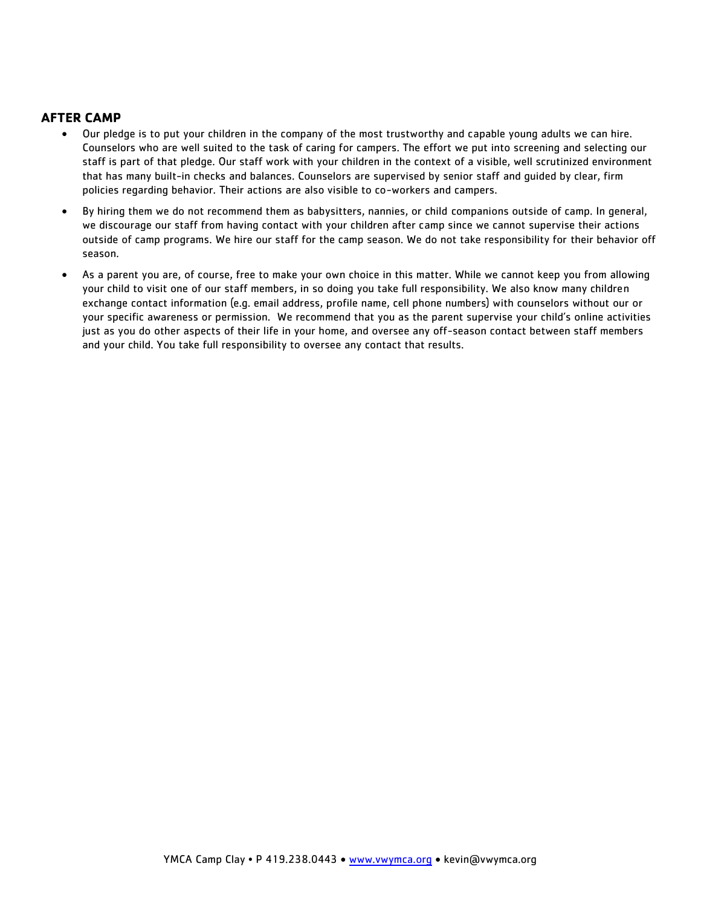## AFTER CAMP

- Our pledge is to put your children in the company of the most trustworthy and capable young adults we can hire. Counselors who are well suited to the task of caring for campers. The effort we put into screening and selecting our staff is part of that pledge. Our staff work with your children in the context of a visible, well scrutinized environment that has many built-in checks and balances. Counselors are supervised by senior staff and guided by clear, firm policies regarding behavior. Their actions are also visible to co-workers and campers.
- By hiring them we do not recommend them as babysitters, nannies, or child companions outside of camp. In general, we discourage our staff from having contact with your children after camp since we cannot supervise their actions outside of camp programs. We hire our staff for the camp season. We do not take responsibility for their behavior off season.
- As a parent you are, of course, free to make your own choice in this matter. While we cannot keep you from allowing your child to visit one of our staff members, in so doing you take full responsibility. We also know many children exchange contact information (e.g. email address, profile name, cell phone numbers) with counselors without our or your specific awareness or permission. We recommend that you as the parent supervise your child's online activities just as you do other aspects of their life in your home, and oversee any off-season contact between staff members and your child. You take full responsibility to oversee any contact that results.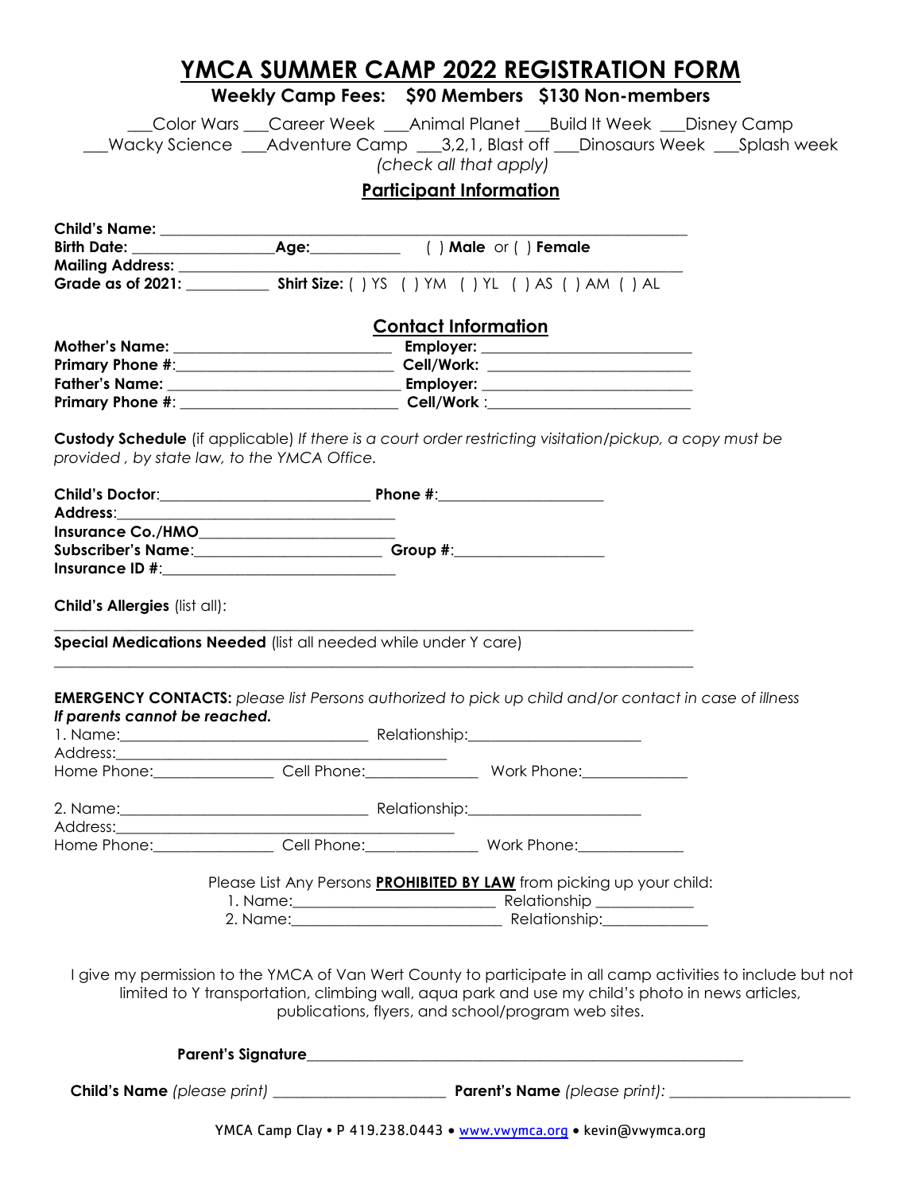# YMCA SUMMER CAMP 2022 REGISTRATION FORM

**Weekly Camp Fees: $90 Members $130 Non-members**

___Color Wars ___Career Week ___Animal Planet ___Build It Week ___Disney Camp
___Wacky Science ___Adventure Camp ___3,2,1, Blast off ___Dinosaurs Week ___Splash week
*(check all that apply)*

## Participant Information

**Child's Name:** ______________________________________________

**Birth Date:** ________________ **Age:** __________ ( ) **Male** or ( ) **Female**

**Mailing Address:** ______________________________________________

**Grade as of 2021:** __________ **Shirt Size:** ( ) YS ( ) YM ( ) YL ( ) AS ( ) AM ( ) AL

## Contact Information

**Mother's Name:** _________________________ **Employer:** _________________________

**Primary Phone #:** _________________________ **Cell/Work:** _________________________

**Father's Name:** _________________________ **Employer:** _________________________

**Primary Phone #:** _________________________ **Cell/Work:** _________________________

**Custody Schedule** (if applicable) *If there is a court order restricting visitation/pickup, a copy must be provided , by state law, to the YMCA Office.*

**Child's Doctor:** _________________________ **Phone #:** ____________________

**Address:** _________________________

**Insurance Co./HMO** _________________________

**Subscriber's Name:** _____________________ **Group #:** __________________

**Insurance ID #:** _________________________

**Child's Allergies** (list all):

______________________________________________

**Special Medications Needed** (list all needed while under Y care)

______________________________________________

**EMERGENCY CONTACTS:** *please list Persons authorized to pick up child and/or contact in case of illness* ***If parents cannot be reached.***

1. Name: _____________________________ Relationship: ____________________
Address: ________________________________________
Home Phone: _______________ Cell Phone: ______________ Work Phone: _____________

2. Name: _____________________________ Relationship: ____________________
Address: ________________________________________
Home Phone: _______________ Cell Phone: ______________ Work Phone: _____________

Please List Any Persons **PROHIBITED BY LAW** from picking up your child:
1. Name: _______________________ Relationship ____________
2. Name: _______________________ Relationship: ____________

I give my permission to the YMCA of Van Wert County to participate in all camp activities to include but not limited to Y transportation, climbing wall, aqua park and use my child's photo in news articles, publications, flyers, and school/program web sites.

**Parent's Signature** ________________________________________________

**Child's Name** *(please print)* ____________________ **Parent's Name** *(please print):* ____________________

YMCA Camp Clay • P 419.238.0443 • www.vwymca.org • kevin@vwymca.org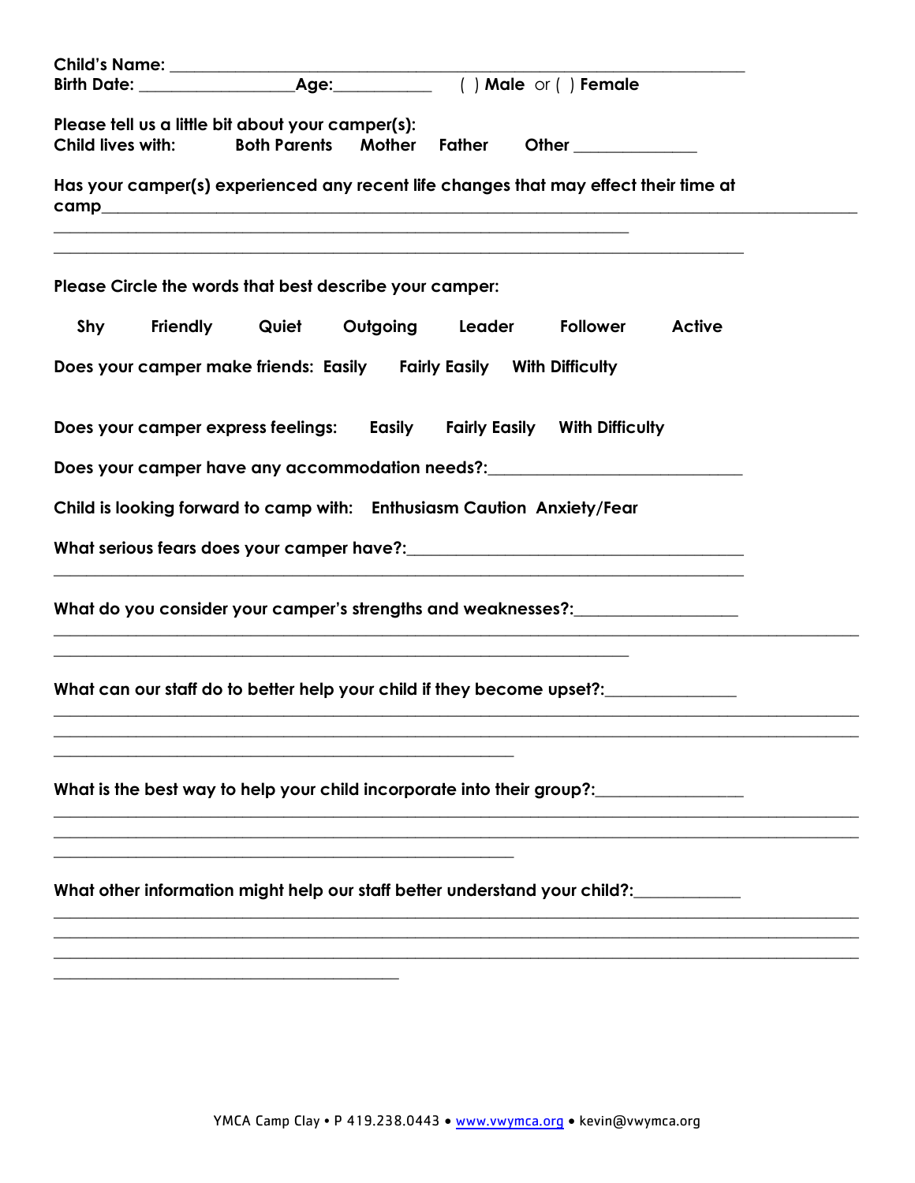**Child's Name:** ________________________________________________________________

**Birth Date:** ________________ **Age:** ___________ ( ) **Male** or ( ) **Female**

**Please tell us a little bit about your camper(s):**

**Child lives with:** **Both Parents** **Mother** **Father** **Other** _____________

**Has your camper(s) experienced any recent life changes that may effect their time at camp**____________________________________________________________________________

________________________________________________________________

______________________________________________________________________

**Please Circle the words that best describe your camper:**

**Shy** **Friendly** **Quiet** **Outgoing** **Leader** **Follower** **Active**

**Does your camper make friends:** **Easily** **Fairly Easily** **With Difficulty**

**Does your camper express feelings:** **Easily** **Fairly Easily** **With Difficulty**

**Does your camper have any accommodation needs?:**__________________________

**Child is looking forward to camp with:** **Enthusiasm** **Caution** **Anxiety/Fear**

**What serious fears does your camper have?:**____________________________________

______________________________________________________________________

**What do you consider your camper's strengths and weaknesses?:**_________________

______________________________________________________________________________

________________________________________________________________

**What can our staff do to better help your child if they become upset?:**______________

______________________________________________________________________________

______________________________________________________________________________

____________________________________________________

**What is the best way to help your child incorporate into their group?:**________________

______________________________________________________________________________

______________________________________________________________________________

____________________________________________________

**What other information might help our staff better understand your child?:**____________

______________________________________________________________________________

______________________________________________________________________________

______________________________________________________________________________

________________________________________

YMCA Camp Clay • P 419.238.0443 • www.vwymca.org • kevin@vwymca.org